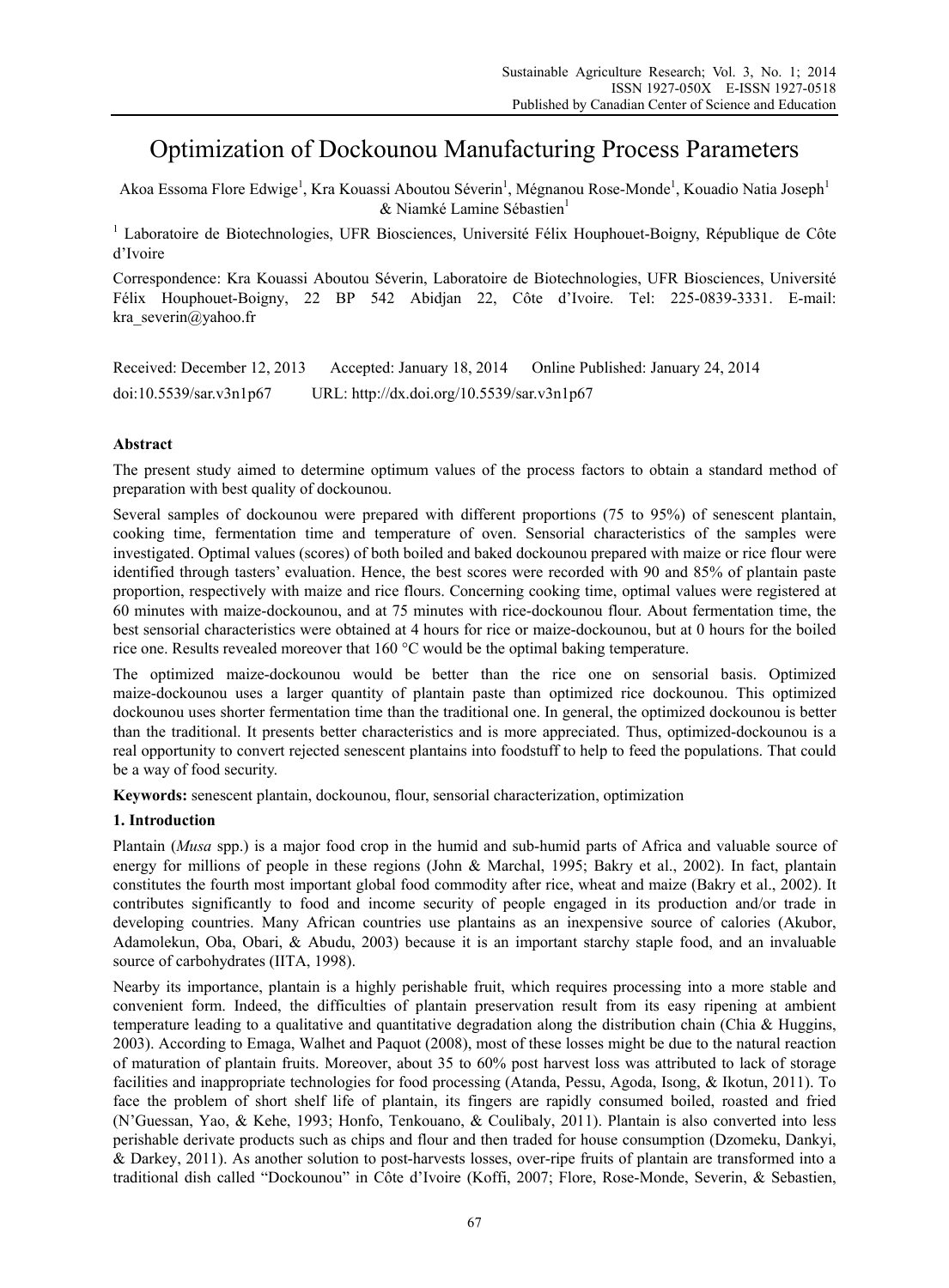# Optimization of Dockounou Manufacturing Process Parameters

Akoa Essoma Flore Edwige[1], Kra Kouassi Aboutou Séverin[1], Mégnanou Rose-Monde[1], Kouadio Natia Joseph[1] & Niamké Lamine Sébastien[1]

[1] Laboratoire de Biotechnologies, UFR Biosciences, Université Félix Houphouet-Boigny, République de Côte d'Ivoire

Correspondence: Kra Kouassi Aboutou Séverin, Laboratoire de Biotechnologies, UFR Biosciences, Université Félix Houphouet-Boigny, 22 BP 542 Abidjan 22, Côte d'Ivoire. Tel: 225-0839-3331. E-mail: kra_severin@yahoo.fr

Received: December 12, 2013 Accepted: January 18, 2014 Online Published: January 24, 2014

doi:10.5539/sar.v3n1p67 URL: http://dx.doi.org/10.5539/sar.v3n1p67

## Abstract

The present study aimed to determine optimum values of the process factors to obtain a standard method of preparation with best quality of dockounou.

Several samples of dockounou were prepared with different proportions (75 to 95%) of senescent plantain, cooking time, fermentation time and temperature of oven. Sensorial characteristics of the samples were investigated. Optimal values (scores) of both boiled and baked dockounou prepared with maize or rice flour were identified through tasters' evaluation. Hence, the best scores were recorded with 90 and 85% of plantain paste proportion, respectively with maize and rice flours. Concerning cooking time, optimal values were registered at 60 minutes with maize-dockounou, and at 75 minutes with rice-dockounou flour. About fermentation time, the best sensorial characteristics were obtained at 4 hours for rice or maize-dockounou, but at 0 hours for the boiled rice one. Results revealed moreover that 160 °C would be the optimal baking temperature.

The optimized maize-dockounou would be better than the rice one on sensorial basis. Optimized maize-dockounou uses a larger quantity of plantain paste than optimized rice dockounou. This optimized dockounou uses shorter fermentation time than the traditional one. In general, the optimized dockounou is better than the traditional. It presents better characteristics and is more appreciated. Thus, optimized-dockounou is a real opportunity to convert rejected senescent plantains into foodstuff to help to feed the populations. That could be a way of food security.

**Keywords:** senescent plantain, dockounou, flour, sensorial characterization, optimization

## 1. Introduction

Plantain (*Musa* spp.) is a major food crop in the humid and sub-humid parts of Africa and valuable source of energy for millions of people in these regions (John & Marchal, 1995; Bakry et al., 2002). In fact, plantain constitutes the fourth most important global food commodity after rice, wheat and maize (Bakry et al., 2002). It contributes significantly to food and income security of people engaged in its production and/or trade in developing countries. Many African countries use plantains as an inexpensive source of calories (Akubor, Adamolekun, Oba, Obari, & Abudu, 2003) because it is an important starchy staple food, and an invaluable source of carbohydrates (IITA, 1998).

Nearby its importance, plantain is a highly perishable fruit, which requires processing into a more stable and convenient form. Indeed, the difficulties of plantain preservation result from its easy ripening at ambient temperature leading to a qualitative and quantitative degradation along the distribution chain (Chia & Huggins, 2003). According to Emaga, Walhet and Paquot (2008), most of these losses might be due to the natural reaction of maturation of plantain fruits. Moreover, about 35 to 60% post harvest loss was attributed to lack of storage facilities and inappropriate technologies for food processing (Atanda, Pessu, Agoda, Isong, & Ikotun, 2011). To face the problem of short shelf life of plantain, its fingers are rapidly consumed boiled, roasted and fried (N'Guessan, Yao, & Kehe, 1993; Honfo, Tenkouano, & Coulibaly, 2011). Plantain is also converted into less perishable derivate products such as chips and flour and then traded for house consumption (Dzomeku, Dankyi, & Darkey, 2011). As another solution to post-harvests losses, over-ripe fruits of plantain are transformed into a traditional dish called "Dockounou" in Côte d'Ivoire (Koffi, 2007; Flore, Rose-Monde, Severin, & Sebastien,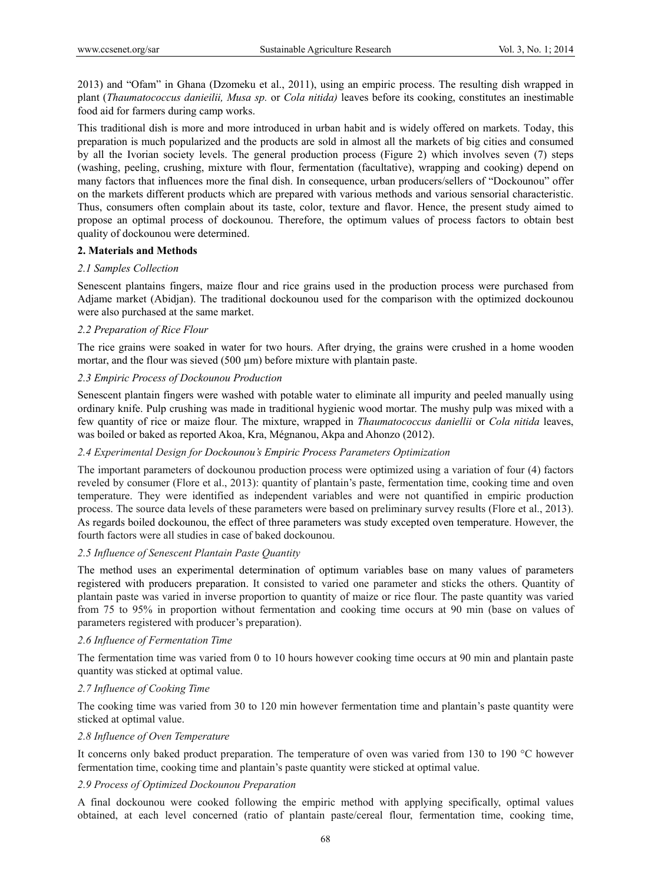2013) and "Ofam" in Ghana (Dzomeku et al., 2011), using an empiric process. The resulting dish wrapped in plant (*Thaumatococcus danieilii, Musa sp.* or *Cola nitida)* leaves before its cooking, constitutes an inestimable food aid for farmers during camp works.

This traditional dish is more and more introduced in urban habit and is widely offered on markets. Today, this preparation is much popularized and the products are sold in almost all the markets of big cities and consumed by all the Ivorian society levels. The general production process (Figure 2) which involves seven (7) steps (washing, peeling, crushing, mixture with flour, fermentation (facultative), wrapping and cooking) depend on many factors that influences more the final dish. In consequence, urban producers/sellers of "Dockounou" offer on the markets different products which are prepared with various methods and various sensorial characteristic. Thus, consumers often complain about its taste, color, texture and flavor. Hence, the present study aimed to propose an optimal process of dockounou. Therefore, the optimum values of process factors to obtain best quality of dockounou were determined.

## 2. Materials and Methods

### *2.1 Samples Collection*

Senescent plantains fingers, maize flour and rice grains used in the production process were purchased from Adjame market (Abidjan). The traditional dockounou used for the comparison with the optimized dockounou were also purchased at the same market.

### *2.2 Preparation of Rice Flour*

The rice grains were soaked in water for two hours. After drying, the grains were crushed in a home wooden mortar, and the flour was sieved (500 µm) before mixture with plantain paste.

### *2.3 Empiric Process of Dockounou Production*

Senescent plantain fingers were washed with potable water to eliminate all impurity and peeled manually using ordinary knife. Pulp crushing was made in traditional hygienic wood mortar. The mushy pulp was mixed with a few quantity of rice or maize flour. The mixture, wrapped in *Thaumatococcus daniellii* or *Cola nitida* leaves, was boiled or baked as reported Akoa, Kra, Mégnanou, Akpa and Ahonzo (2012).

### *2.4 Experimental Design for Dockounou's Empiric Process Parameters Optimization*

The important parameters of dockounou production process were optimized using a variation of four (4) factors reveled by consumer (Flore et al., 2013): quantity of plantain's paste, fermentation time, cooking time and oven temperature. They were identified as independent variables and were not quantified in empiric production process. The source data levels of these parameters were based on preliminary survey results (Flore et al., 2013). As regards boiled dockounou, the effect of three parameters was study excepted oven temperature. However, the fourth factors were all studies in case of baked dockounou.

### *2.5 Influence of Senescent Plantain Paste Quantity*

The method uses an experimental determination of optimum variables base on many values of parameters registered with producers preparation. It consisted to varied one parameter and sticks the others. Quantity of plantain paste was varied in inverse proportion to quantity of maize or rice flour. The paste quantity was varied from 75 to 95% in proportion without fermentation and cooking time occurs at 90 min (base on values of parameters registered with producer's preparation).

### *2.6 Influence of Fermentation Time*

The fermentation time was varied from 0 to 10 hours however cooking time occurs at 90 min and plantain paste quantity was sticked at optimal value.

### *2.7 Influence of Cooking Time*

The cooking time was varied from 30 to 120 min however fermentation time and plantain's paste quantity were sticked at optimal value.

### *2.8 Influence of Oven Temperature*

It concerns only baked product preparation. The temperature of oven was varied from 130 to 190 °C however fermentation time, cooking time and plantain's paste quantity were sticked at optimal value.

### *2.9 Process of Optimized Dockounou Preparation*

A final dockounou were cooked following the empiric method with applying specifically, optimal values obtained, at each level concerned (ratio of plantain paste/cereal flour, fermentation time, cooking time,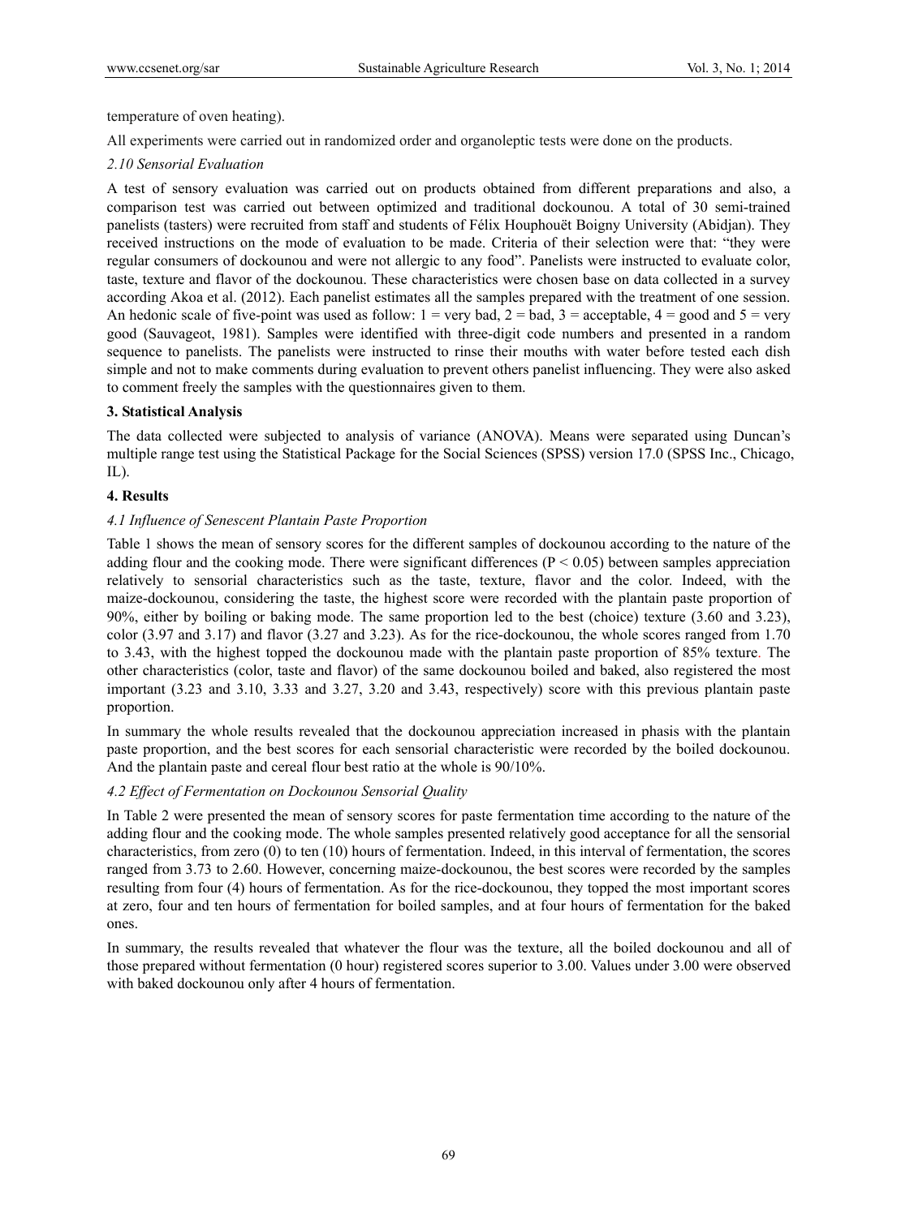temperature of oven heating).

All experiments were carried out in randomized order and organoleptic tests were done on the products.

### *2.10 Sensorial Evaluation*

A test of sensory evaluation was carried out on products obtained from different preparations and also, a comparison test was carried out between optimized and traditional dockounou. A total of 30 semi-trained panelists (tasters) were recruited from staff and students of Félix Houphouët Boigny University (Abidjan). They received instructions on the mode of evaluation to be made. Criteria of their selection were that: "they were regular consumers of dockounou and were not allergic to any food". Panelists were instructed to evaluate color, taste, texture and flavor of the dockounou. These characteristics were chosen base on data collected in a survey according Akoa et al. (2012). Each panelist estimates all the samples prepared with the treatment of one session. An hedonic scale of five-point was used as follow: 1 = very bad, 2 = bad, 3 = acceptable, 4 = good and 5 = very good (Sauvageot, 1981). Samples were identified with three-digit code numbers and presented in a random sequence to panelists. The panelists were instructed to rinse their mouths with water before tested each dish simple and not to make comments during evaluation to prevent others panelist influencing. They were also asked to comment freely the samples with the questionnaires given to them.

## 3. Statistical Analysis

The data collected were subjected to analysis of variance (ANOVA). Means were separated using Duncan's multiple range test using the Statistical Package for the Social Sciences (SPSS) version 17.0 (SPSS Inc., Chicago, IL).

## 4. Results

### *4.1 Influence of Senescent Plantain Paste Proportion*

Table 1 shows the mean of sensory scores for the different samples of dockounou according to the nature of the adding flour and the cooking mode. There were significant differences ($P < 0.05$) between samples appreciation relatively to sensorial characteristics such as the taste, texture, flavor and the color. Indeed, with the maize-dockounou, considering the taste, the highest score were recorded with the plantain paste proportion of 90%, either by boiling or baking mode. The same proportion led to the best (choice) texture (3.60 and 3.23), color (3.97 and 3.17) and flavor (3.27 and 3.23). As for the rice-dockounou, the whole scores ranged from 1.70 to 3.43, with the highest topped the dockounou made with the plantain paste proportion of 85% texture. The other characteristics (color, taste and flavor) of the same dockounou boiled and baked, also registered the most important (3.23 and 3.10, 3.33 and 3.27, 3.20 and 3.43, respectively) score with this previous plantain paste proportion.

In summary the whole results revealed that the dockounou appreciation increased in phasis with the plantain paste proportion, and the best scores for each sensorial characteristic were recorded by the boiled dockounou. And the plantain paste and cereal flour best ratio at the whole is 90/10%.

### *4.2 Effect of Fermentation on Dockounou Sensorial Quality*

In Table 2 were presented the mean of sensory scores for paste fermentation time according to the nature of the adding flour and the cooking mode. The whole samples presented relatively good acceptance for all the sensorial characteristics, from zero (0) to ten (10) hours of fermentation. Indeed, in this interval of fermentation, the scores ranged from 3.73 to 2.60. However, concerning maize-dockounou, the best scores were recorded by the samples resulting from four (4) hours of fermentation. As for the rice-dockounou, they topped the most important scores at zero, four and ten hours of fermentation for boiled samples, and at four hours of fermentation for the baked ones.

In summary, the results revealed that whatever the flour was the texture, all the boiled dockounou and all of those prepared without fermentation (0 hour) registered scores superior to 3.00. Values under 3.00 were observed with baked dockounou only after 4 hours of fermentation.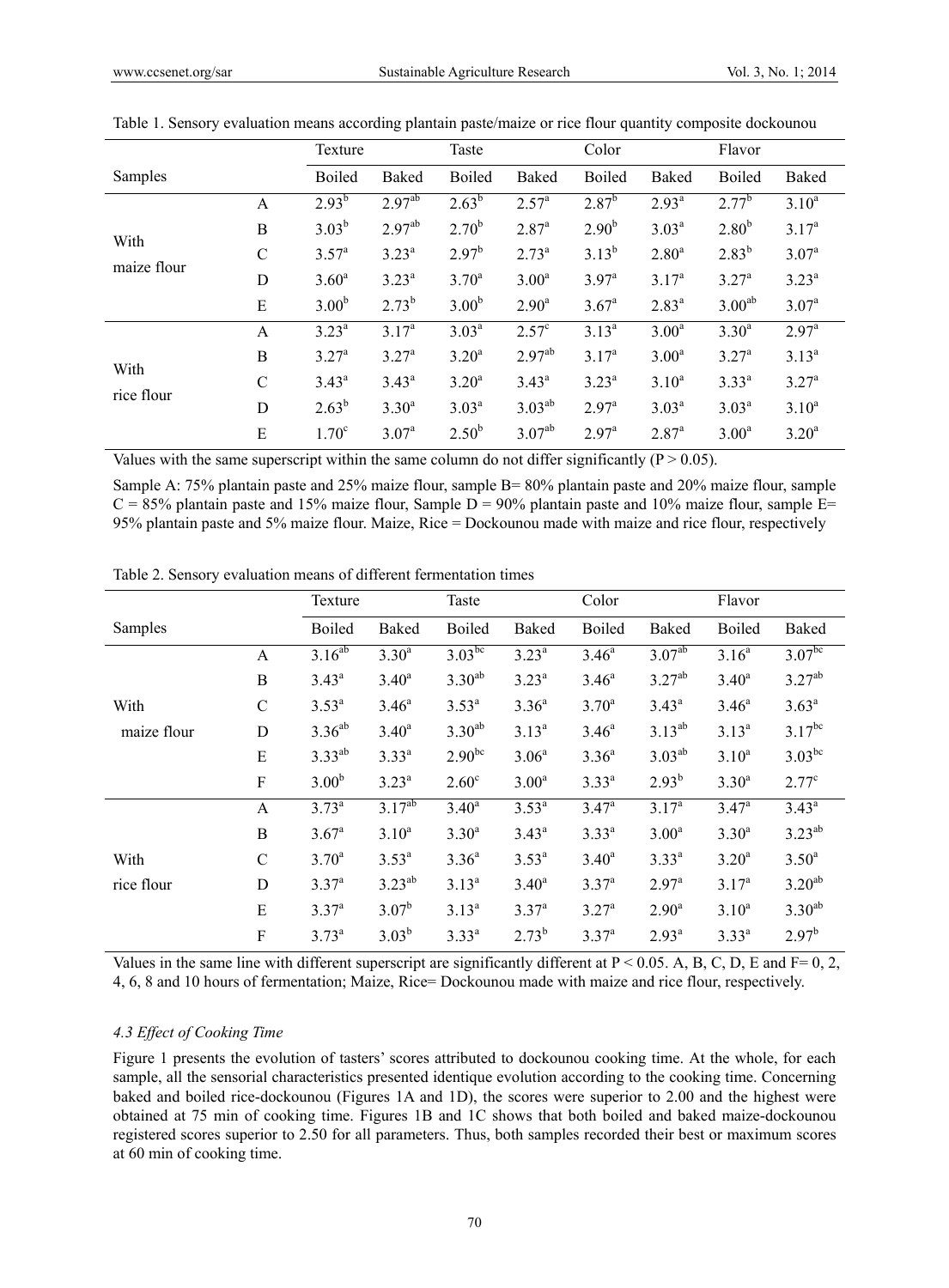Table 1. Sensory evaluation means according plantain paste/maize or rice flour quantity composite dockounou

| Samples | | Texture | | Taste | | Color | | Flavor | |
|---|---|---|---|---|---|---|---|---|---|
| | | Boiled | Baked | Boiled | Baked | Boiled | Baked | Boiled | Baked |
| With maize flour | A | $2.93^{b}$ | $2.97^{ab}$ | $2.63^{b}$ | $2.57^{a}$ | $2.87^{b}$ | $2.93^{a}$ | $2.77^{b}$ | $3.10^{a}$ |
| | B | $3.03^{b}$ | $2.97^{ab}$ | $2.70^{b}$ | $2.87^{a}$ | $2.90^{b}$ | $3.03^{a}$ | $2.80^{b}$ | $3.17^{a}$ |
| | C | $3.57^{a}$ | $3.23^{a}$ | $2.97^{b}$ | $2.73^{a}$ | $3.13^{b}$ | $2.80^{a}$ | $2.83^{b}$ | $3.07^{a}$ |
| | D | $3.60^{a}$ | $3.23^{a}$ | $3.70^{a}$ | $3.00^{a}$ | $3.97^{a}$ | $3.17^{a}$ | $3.27^{a}$ | $3.23^{a}$ |
| | E | $3.00^{b}$ | $2.73^{b}$ | $3.00^{b}$ | $2.90^{a}$ | $3.67^{a}$ | $2.83^{a}$ | $3.00^{ab}$ | $3.07^{a}$ |
| With rice flour | A | $3.23^{a}$ | $3.17^{a}$ | $3.03^{a}$ | $2.57^{c}$ | $3.13^{a}$ | $3.00^{a}$ | $3.30^{a}$ | $2.97^{a}$ |
| | B | $3.27^{a}$ | $3.27^{a}$ | $3.20^{a}$ | $2.97^{ab}$ | $3.17^{a}$ | $3.00^{a}$ | $3.27^{a}$ | $3.13^{a}$ |
| | C | $3.43^{a}$ | $3.43^{a}$ | $3.20^{a}$ | $3.43^{a}$ | $3.23^{a}$ | $3.10^{a}$ | $3.33^{a}$ | $3.27^{a}$ |
| | D | $2.63^{b}$ | $3.30^{a}$ | $3.03^{a}$ | $3.03^{ab}$ | $2.97^{a}$ | $3.03^{a}$ | $3.03^{a}$ | $3.10^{a}$ |
| | E | $1.70^{c}$ | $3.07^{a}$ | $2.50^{b}$ | $3.07^{ab}$ | $2.97^{a}$ | $2.87^{a}$ | $3.00^{a}$ | $3.20^{a}$ |

Values with the same superscript within the same column do not differ significantly ($P > 0.05$).

Sample A: 75% plantain paste and 25% maize flour, sample B= 80% plantain paste and 20% maize flour, sample C = 85% plantain paste and 15% maize flour, Sample D = 90% plantain paste and 10% maize flour, sample E= 95% plantain paste and 5% maize flour. Maize, Rice = Dockounou made with maize and rice flour, respectively

Table 2. Sensory evaluation means of different fermentation times

| Samples | | Texture | | Taste | | Color | | Flavor | |
|---|---|---|---|---|---|---|---|---|---|
| | | Boiled | Baked | Boiled | Baked | Boiled | Baked | Boiled | Baked |
| With maize flour | A | $3.16^{ab}$ | $3.30^{a}$ | $3.03^{bc}$ | $3.23^{a}$ | $3.46^{a}$ | $3.07^{ab}$ | $3.16^{a}$ | $3.07^{bc}$ |
| | B | $3.43^{a}$ | $3.40^{a}$ | $3.30^{ab}$ | $3.23^{a}$ | $3.46^{a}$ | $3.27^{ab}$ | $3.40^{a}$ | $3.27^{ab}$ |
| | C | $3.53^{a}$ | $3.46^{a}$ | $3.53^{a}$ | $3.36^{a}$ | $3.70^{a}$ | $3.43^{a}$ | $3.46^{a}$ | $3.63^{a}$ |
| | D | $3.36^{ab}$ | $3.40^{a}$ | $3.30^{ab}$ | $3.13^{a}$ | $3.46^{a}$ | $3.13^{ab}$ | $3.13^{a}$ | $3.17^{bc}$ |
| | E | $3.33^{ab}$ | $3.33^{a}$ | $2.90^{bc}$ | $3.06^{a}$ | $3.36^{a}$ | $3.03^{ab}$ | $3.10^{a}$ | $3.03^{bc}$ |
| | F | $3.00^{b}$ | $3.23^{a}$ | $2.60^{c}$ | $3.00^{a}$ | $3.33^{a}$ | $2.93^{b}$ | $3.30^{a}$ | $2.77^{c}$ |
| With rice flour | A | $3.73^{a}$ | $3.17^{ab}$ | $3.40^{a}$ | $3.53^{a}$ | $3.47^{a}$ | $3.17^{a}$ | $3.47^{a}$ | $3.43^{a}$ |
| | B | $3.67^{a}$ | $3.10^{a}$ | $3.30^{a}$ | $3.43^{a}$ | $3.33^{a}$ | $3.00^{a}$ | $3.30^{a}$ | $3.23^{ab}$ |
| | C | $3.70^{a}$ | $3.53^{a}$ | $3.36^{a}$ | $3.53^{a}$ | $3.40^{a}$ | $3.33^{a}$ | $3.20^{a}$ | $3.50^{a}$ |
| | D | $3.37^{a}$ | $3.23^{ab}$ | $3.13^{a}$ | $3.40^{a}$ | $3.37^{a}$ | $2.97^{a}$ | $3.17^{a}$ | $3.20^{ab}$ |
| | E | $3.37^{a}$ | $3.07^{b}$ | $3.13^{a}$ | $3.37^{a}$ | $3.27^{a}$ | $2.90^{a}$ | $3.10^{a}$ | $3.30^{ab}$ |
| | F | $3.73^{a}$ | $3.03^{b}$ | $3.33^{a}$ | $2.73^{b}$ | $3.37^{a}$ | $2.93^{a}$ | $3.33^{a}$ | $2.97^{b}$ |

Values in the same line with different superscript are significantly different at $P < 0.05$. A, B, C, D, E and F= 0, 2, 4, 6, 8 and 10 hours of fermentation; Maize, Rice= Dockounou made with maize and rice flour, respectively.

### *4.3 Effect of Cooking Time*

Figure 1 presents the evolution of tasters' scores attributed to dockounou cooking time. At the whole, for each sample, all the sensorial characteristics presented identique evolution according to the cooking time. Concerning baked and boiled rice-dockounou (Figures 1A and 1D), the scores were superior to 2.00 and the highest were obtained at 75 min of cooking time. Figures 1B and 1C shows that both boiled and baked maize-dockounou registered scores superior to 2.50 for all parameters. Thus, both samples recorded their best or maximum scores at 60 min of cooking time.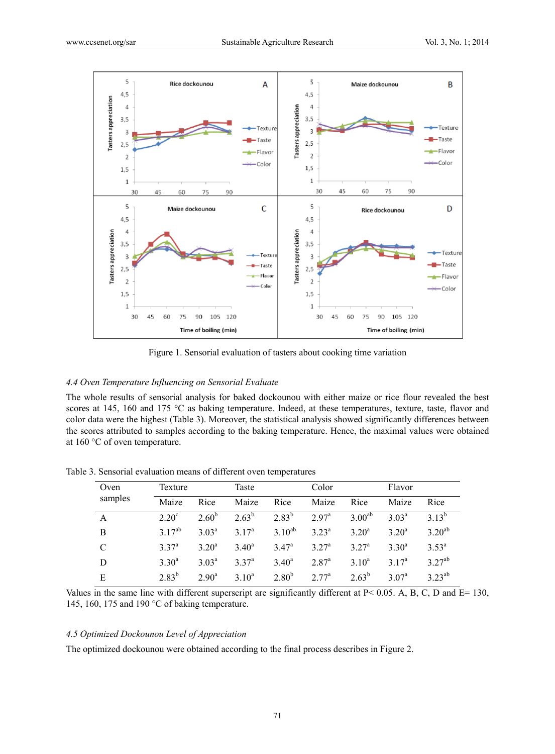Figure 1. Sensorial evaluation of tasters about cooking time variation

### *4.4 Oven Temperature Influencing on Sensorial Evaluate*

The whole results of sensorial analysis for baked dockounou with either maize or rice flour revealed the best scores at 145, 160 and 175 °C as baking temperature. Indeed, at these temperatures, texture, taste, flavor and color data were the highest (Table 3). Moreover, the statistical analysis showed significantly differences between the scores attributed to samples according to the baking temperature. Hence, the maximal values were obtained at 160 °C of oven temperature.

Table 3. Sensorial evaluation means of different oven temperatures

| Oven samples | Texture | | Taste | | Color | | Flavor | |
|---|---|---|---|---|---|---|---|---|
| | Maize | Rice | Maize | Rice | Maize | Rice | Maize | Rice |
| A | $2.20^{c}$ | $2.60^{b}$ | $2.63^{b}$ | $2.83^{b}$ | $2.97^{a}$ | $3.00^{ab}$ | $3.03^{a}$ | $3.13^{b}$ |
| B | $3.17^{ab}$ | $3.03^{a}$ | $3.17^{a}$ | $3.10^{ab}$ | $3.23^{a}$ | $3.20^{a}$ | $3.20^{a}$ | $3.20^{ab}$ |
| C | $3.37^{a}$ | $3.20^{a}$ | $3.40^{a}$ | $3.47^{a}$ | $3.27^{a}$ | $3.27^{a}$ | $3.30^{a}$ | $3.53^{a}$ |
| D | $3.30^{a}$ | $3.03^{a}$ | $3.37^{a}$ | $3.40^{a}$ | $2.87^{a}$ | $3.10^{a}$ | $3.17^{a}$ | $3.27^{ab}$ |
| E | $2.83^{b}$ | $2.90^{a}$ | $3.10^{a}$ | $2.80^{b}$ | $2.77^{a}$ | $2.63^{b}$ | $3.07^{a}$ | $3.23^{ab}$ |

Values in the same line with different superscript are significantly different at $P < 0.05$. A, B, C, D and E= 130, 145, 160, 175 and 190 °C of baking temperature.

### *4.5 Optimized Dockounou Level of Appreciation*

The optimized dockounou were obtained according to the final process describes in Figure 2.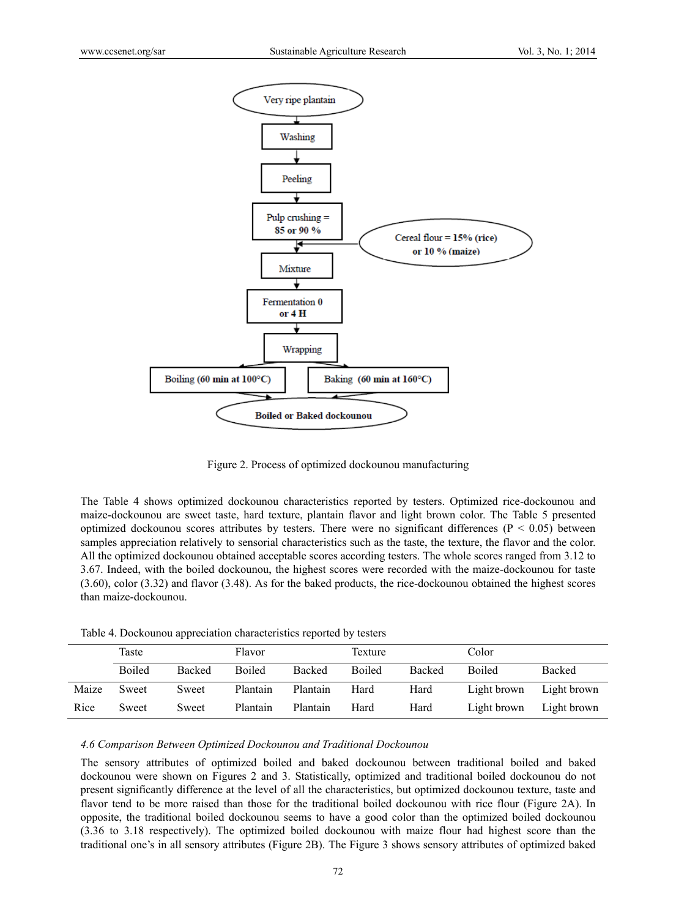Very ripe plantain
↓
Washing
↓
Peeling
↓
Pulp crushing = 85 or 90 % ← Cereal flour = 15% (rice) or 10 % (maize)
↓
Mixture
↓
Fermentation 0 or 4 H
↓
Wrapping
↓
Boiling (60 min at 100°C) | Baking (60 min at 160°C)
↓
Boiled or Baked dockounou

Figure 2. Process of optimized dockounou manufacturing

The Table 4 shows optimized dockounou characteristics reported by testers. Optimized rice-dockounou and maize-dockounou are sweet taste, hard texture, plantain flavor and light brown color. The Table 5 presented optimized dockounou scores attributes by testers. There were no significant differences ($P < 0.05$) between samples appreciation relatively to sensorial characteristics such as the taste, the texture, the flavor and the color. All the optimized dockounou obtained acceptable scores according testers. The whole scores ranged from 3.12 to 3.67. Indeed, with the boiled dockounou, the highest scores were recorded with the maize-dockounou for taste (3.60), color (3.32) and flavor (3.48). As for the baked products, the rice-dockounou obtained the highest scores than maize-dockounou.

Table 4. Dockounou appreciation characteristics reported by testers

| | Taste | | Flavor | | Texture | | Color | |
|---|---|---|---|---|---|---|---|---|
| | Boiled | Backed | Boiled | Backed | Boiled | Backed | Boiled | Backed |
| Maize | Sweet | Sweet | Plantain | Plantain | Hard | Hard | Light brown | Light brown |
| Rice | Sweet | Sweet | Plantain | Plantain | Hard | Hard | Light brown | Light brown |

### *4.6 Comparison Between Optimized Dockounou and Traditional Dockounou*

The sensory attributes of optimized boiled and baked dockounou between traditional boiled and baked dockounou were shown on Figures 2 and 3. Statistically, optimized and traditional boiled dockounou do not present significantly difference at the level of all the characteristics, but optimized dockounou texture, taste and flavor tend to be more raised than those for the traditional boiled dockounou with rice flour (Figure 2A). In opposite, the traditional boiled dockounou seems to have a good color than the optimized boiled dockounou (3.36 to 3.18 respectively). The optimized boiled dockounou with maize flour had highest score than the traditional one's in all sensory attributes (Figure 2B). The Figure 3 shows sensory attributes of optimized baked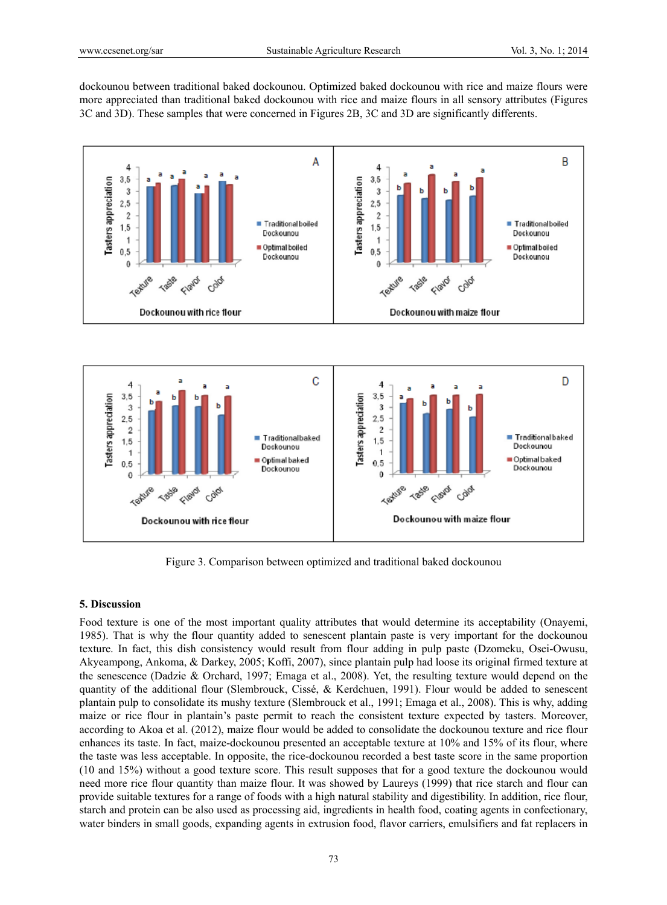dockounou between traditional baked dockounou. Optimized baked dockounou with rice and maize flours were more appreciated than traditional baked dockounou with rice and maize flours in all sensory attributes (Figures 3C and 3D). These samples that were concerned in Figures 2B, 3C and 3D are significantly differents.

Figure 3. Comparison between optimized and traditional baked dockounou

## 5. Discussion

Food texture is one of the most important quality attributes that would determine its acceptability (Onayemi, 1985). That is why the flour quantity added to senescent plantain paste is very important for the dockounou texture. In fact, this dish consistency would result from flour adding in pulp paste (Dzomeku, Osei-Owusu, Akyeampong, Ankoma, & Darkey, 2005; Koffi, 2007), since plantain pulp had loose its original firmed texture at the senescence (Dadzie & Orchard, 1997; Emaga et al., 2008). Yet, the resulting texture would depend on the quantity of the additional flour (Slembrouck, Cissé, & Kerdchuen, 1991). Flour would be added to senescent plantain pulp to consolidate its mushy texture (Slembrouck et al., 1991; Emaga et al., 2008). This is why, adding maize or rice flour in plantain's paste permit to reach the consistent texture expected by tasters. Moreover, according to Akoa et al. (2012), maize flour would be added to consolidate the dockounou texture and rice flour enhances its taste. In fact, maize-dockounou presented an acceptable texture at 10% and 15% of its flour, where the taste was less acceptable. In opposite, the rice-dockounou recorded a best taste score in the same proportion (10 and 15%) without a good texture score. This result supposes that for a good texture the dockounou would need more rice flour quantity than maize flour. It was showed by Laureys (1999) that rice starch and flour can provide suitable textures for a range of foods with a high natural stability and digestibility. In addition, rice flour, starch and protein can be also used as processing aid, ingredients in health food, coating agents in confectionary, water binders in small goods, expanding agents in extrusion food, flavor carriers, emulsifiers and fat replacers in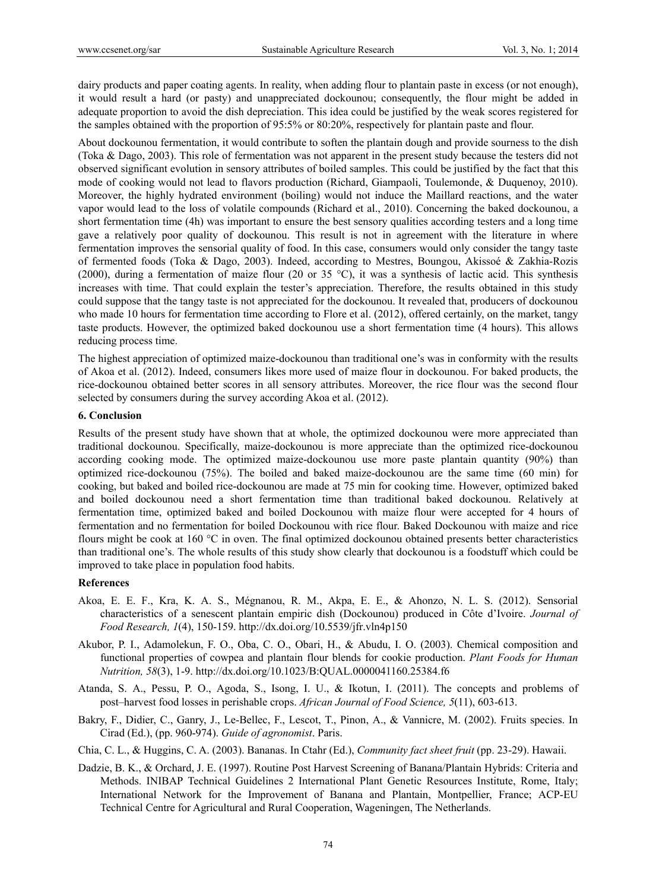dairy products and paper coating agents. In reality, when adding flour to plantain paste in excess (or not enough), it would result a hard (or pasty) and unappreciated dockounou; consequently, the flour might be added in adequate proportion to avoid the dish depreciation. This idea could be justified by the weak scores registered for the samples obtained with the proportion of 95:5% or 80:20%, respectively for plantain paste and flour.

About dockounou fermentation, it would contribute to soften the plantain dough and provide sourness to the dish (Toka & Dago, 2003). This role of fermentation was not apparent in the present study because the testers did not observed significant evolution in sensory attributes of boiled samples. This could be justified by the fact that this mode of cooking would not lead to flavors production (Richard, Giampaoli, Toulemonde, & Duquenoy, 2010). Moreover, the highly hydrated environment (boiling) would not induce the Maillard reactions, and the water vapor would lead to the loss of volatile compounds (Richard et al., 2010). Concerning the baked dockounou, a short fermentation time (4h) was important to ensure the best sensory qualities according testers and a long time gave a relatively poor quality of dockounou. This result is not in agreement with the literature in where fermentation improves the sensorial quality of food. In this case, consumers would only consider the tangy taste of fermented foods (Toka & Dago, 2003). Indeed, according to Mestres, Boungou, Akissoé & Zakhia-Rozis (2000), during a fermentation of maize flour (20 or 35 °C), it was a synthesis of lactic acid. This synthesis increases with time. That could explain the tester's appreciation. Therefore, the results obtained in this study could suppose that the tangy taste is not appreciated for the dockounou. It revealed that, producers of dockounou who made 10 hours for fermentation time according to Flore et al. (2012), offered certainly, on the market, tangy taste products. However, the optimized baked dockounou use a short fermentation time (4 hours). This allows reducing process time.

The highest appreciation of optimized maize-dockounou than traditional one's was in conformity with the results of Akoa et al. (2012). Indeed, consumers likes more used of maize flour in dockounou. For baked products, the rice-dockounou obtained better scores in all sensory attributes. Moreover, the rice flour was the second flour selected by consumers during the survey according Akoa et al. (2012).

## 6. Conclusion

Results of the present study have shown that at whole, the optimized dockounou were more appreciated than traditional dockounou. Specifically, maize-dockounou is more appreciate than the optimized rice-dockounou according cooking mode. The optimized maize-dockounou use more paste plantain quantity (90%) than optimized rice-dockounou (75%). The boiled and baked maize-dockounou are the same time (60 min) for cooking, but baked and boiled rice-dockounou are made at 75 min for cooking time. However, optimized baked and boiled dockounou need a short fermentation time than traditional baked dockounou. Relatively at fermentation time, optimized baked and boiled Dockounou with maize flour were accepted for 4 hours of fermentation and no fermentation for boiled Dockounou with rice flour. Baked Dockounou with maize and rice flours might be cook at 160 °C in oven. The final optimized dockounou obtained presents better characteristics than traditional one's. The whole results of this study show clearly that dockounou is a foodstuff which could be improved to take place in population food habits.

## References

Akoa, E. E. F., Kra, K. A. S., Mégnanou, R. M., Akpa, E. E., & Ahonzo, N. L. S. (2012). Sensorial characteristics of a senescent plantain empiric dish (Dockounou) produced in Côte d'Ivoire. *Journal of Food Research, 1*(4), 150-159. http://dx.doi.org/10.5539/jfr.vln4p150

Akubor, P. I., Adamolekun, F. O., Oba, C. O., Obari, H., & Abudu, I. O. (2003). Chemical composition and functional properties of cowpea and plantain flour blends for cookie production. *Plant Foods for Human Nutrition, 58*(3), 1-9. http://dx.doi.org/10.1023/B:QUAL.0000041160.25384.f6

Atanda, S. A., Pessu, P. O., Agoda, S., Isong, I. U., & Ikotun, I. (2011). The concepts and problems of post–harvest food losses in perishable crops. *African Journal of Food Science, 5*(11), 603-613.

Bakry, F., Didier, C., Ganry, J., Le-Bellec, F., Lescot, T., Pinon, A., & Vannicre, M. (2002). Fruits species. In Cirad (Ed.), (pp. 960-974). *Guide of agronomist*. Paris.

Chia, C. L., & Huggins, C. A. (2003). Bananas. In Ctahr (Ed.), *Community fact sheet fruit* (pp. 23-29). Hawaii.

Dadzie, B. K., & Orchard, J. E. (1997). Routine Post Harvest Screening of Banana/Plantain Hybrids: Criteria and Methods. INIBAP Technical Guidelines 2 International Plant Genetic Resources Institute, Rome, Italy; International Network for the Improvement of Banana and Plantain, Montpellier, France; ACP-EU Technical Centre for Agricultural and Rural Cooperation, Wageningen, The Netherlands.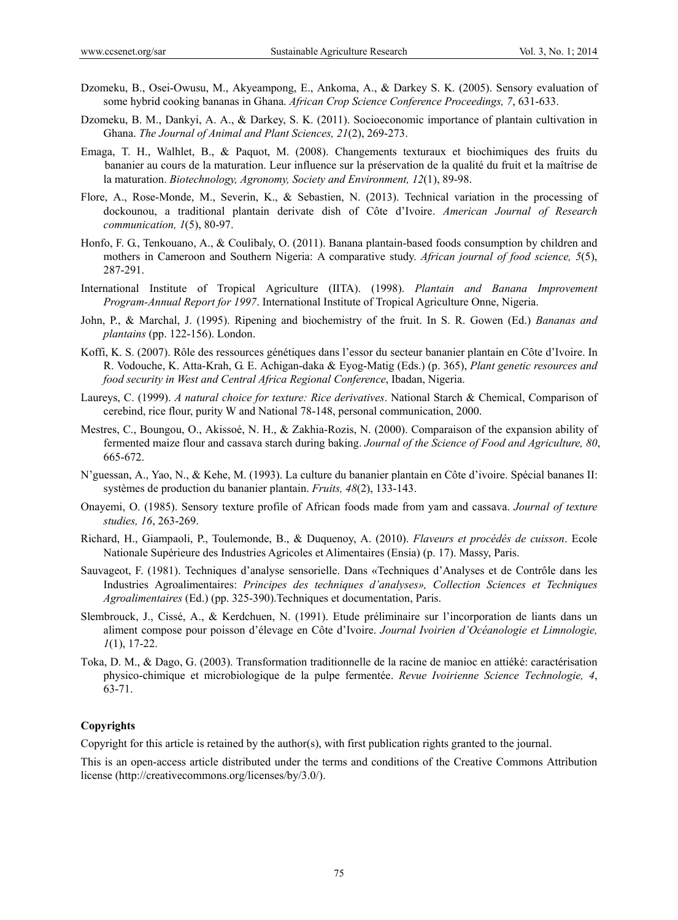Dzomeku, B., Osei-Owusu, M., Akyeampong, E., Ankoma, A., & Darkey S. K. (2005). Sensory evaluation of some hybrid cooking bananas in Ghana. *African Crop Science Conference Proceedings, 7*, 631-633.

Dzomeku, B. M., Dankyi, A. A., & Darkey, S. K. (2011). Socioeconomic importance of plantain cultivation in Ghana. *The Journal of Animal and Plant Sciences, 21*(2), 269-273.

Emaga, T. H., Walhlet, B., & Paquot, M. (2008). Changements texturaux et biochimiques des fruits du bananier au cours de la maturation. Leur influence sur la préservation de la qualité du fruit et la maîtrise de la maturation. *Biotechnology, Agronomy, Society and Environment, 12*(1), 89-98.

Flore, A., Rose-Monde, M., Severin, K., & Sebastien, N. (2013). Technical variation in the processing of dockounou, a traditional plantain derivate dish of Côte d'Ivoire. *American Journal of Research communication, 1*(5), 80-97.

Honfo, F. G., Tenkouano, A., & Coulibaly, O. (2011). Banana plantain-based foods consumption by children and mothers in Cameroon and Southern Nigeria: A comparative study. *African journal of food science, 5*(5), 287-291.

International Institute of Tropical Agriculture (IITA). (1998). *Plantain and Banana Improvement Program-Annual Report for 1997*. International Institute of Tropical Agriculture Onne, Nigeria.

John, P., & Marchal, J. (1995). Ripening and biochemistry of the fruit. In S. R. Gowen (Ed.) *Bananas and plantains* (pp. 122-156). London.

Koffi, K. S. (2007). Rôle des ressources génétiques dans l'essor du secteur bananier plantain en Côte d'Ivoire. In R. Vodouche, K. Atta-Krah, G. E. Achigan-daka & Eyog-Matig (Eds.) (p. 365), *Plant genetic resources and food security in West and Central Africa Regional Conference*, Ibadan, Nigeria.

Laureys, C. (1999). *A natural choice for texture: Rice derivatives*. National Starch & Chemical, Comparison of cerebind, rice flour, purity W and National 78-148, personal communication, 2000.

Mestres, C., Boungou, O., Akissoé, N. H., & Zakhia-Rozis, N. (2000). Comparaison of the expansion ability of fermented maize flour and cassava starch during baking. *Journal of the Science of Food and Agriculture, 80*, 665-672.

N'guessan, A., Yao, N., & Kehe, M. (1993). La culture du bananier plantain en Côte d'ivoire. Spécial bananes II: systèmes de production du bananier plantain. *Fruits, 48*(2), 133-143.

Onayemi, O. (1985). Sensory texture profile of African foods made from yam and cassava. *Journal of texture studies, 16*, 263-269.

Richard, H., Giampaoli, P., Toulemonde, B., & Duquenoy, A. (2010). *Flaveurs et procédés de cuisson*. Ecole Nationale Supérieure des Industries Agricoles et Alimentaires (Ensia) (p. 17). Massy, Paris.

Sauvageot, F. (1981). Techniques d'analyse sensorielle. Dans «Techniques d'Analyses et de Contrôle dans les Industries Agroalimentaires: *Principes des techniques d'analyses», Collection Sciences et Techniques Agroalimentaires* (Ed.) (pp. 325-390).Techniques et documentation, Paris.

Slembrouck, J., Cissé, A., & Kerdchuen, N. (1991). Etude préliminaire sur l'incorporation de liants dans un aliment compose pour poisson d'élevage en Côte d'Ivoire. *Journal Ivoirien d'Océanologie et Limnologie, 1*(1), 17-22.

Toka, D. M., & Dago, G. (2003). Transformation traditionnelle de la racine de manioc en attiéké: caractérisation physico-chimique et microbiologique de la pulpe fermentée. *Revue Ivoirienne Science Technologie, 4*, 63-71.

**Copyrights**

Copyright for this article is retained by the author(s), with first publication rights granted to the journal.

This is an open-access article distributed under the terms and conditions of the Creative Commons Attribution license (http://creativecommons.org/licenses/by/3.0/).